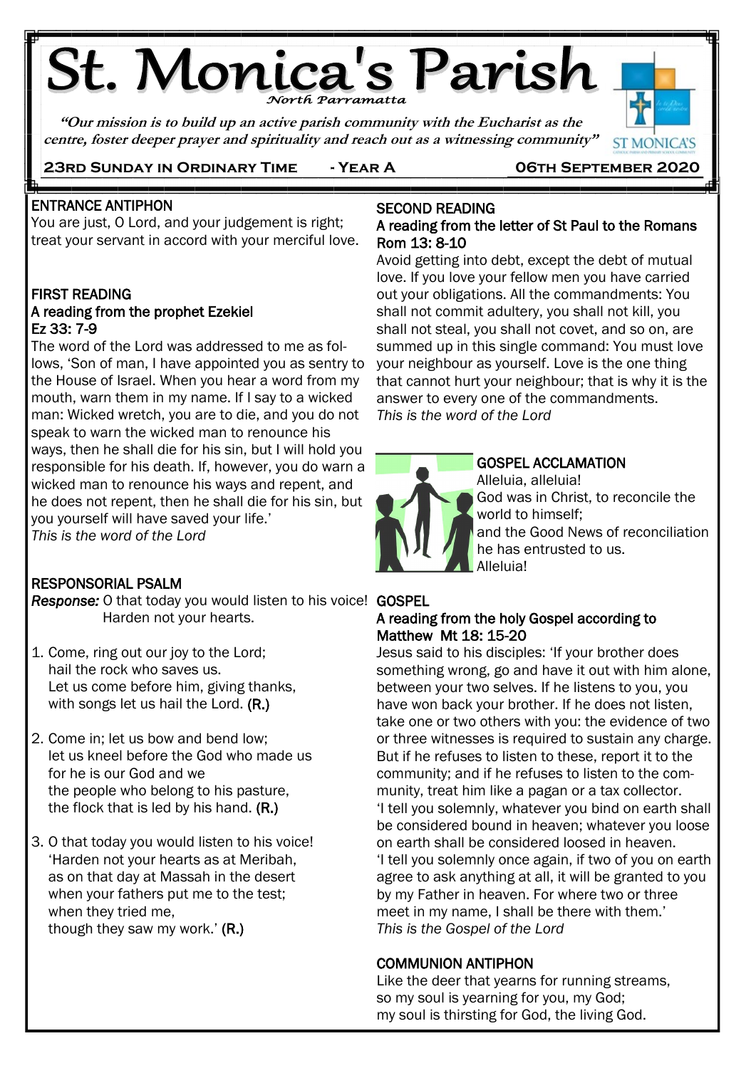# St. Monica's Parish

*North Parramatta*

***"Our mission is to build up an active parish community with the Eucharist as the centre, foster deeper prayer and spirituality and reach out as a witnessing community"***

ST MONICA'S

**23RD SUNDAY IN ORDINARY TIME - YEAR A** **06TH SEPTEMBER 2020**

## ENTRANCE ANTIPHON

You are just, O Lord, and your judgement is right; treat your servant in accord with your merciful love.

## FIRST READING

A reading from the prophet Ezekiel
Ez 33: 7-9

The word of the Lord was addressed to me as follows, 'Son of man, I have appointed you as sentry to the House of Israel. When you hear a word from my mouth, warn them in my name. If I say to a wicked man: Wicked wretch, you are to die, and you do not speak to warn the wicked man to renounce his ways, then he shall die for his sin, but I will hold you responsible for his death. If, however, you do warn a wicked man to renounce his ways and repent, and he does not repent, then he shall die for his sin, but you yourself will have saved your life.'

*This is the word of the Lord*

## RESPONSORIAL PSALM

***Response:*** O that today you would listen to his voice! Harden not your hearts.

1. Come, ring out our joy to the Lord;
   hail the rock who saves us.
   Let us come before him, giving thanks,
   with songs let us hail the Lord. **(R.)**

2. Come in; let us bow and bend low;
   let us kneel before the God who made us
   for he is our God and we
   the people who belong to his pasture,
   the flock that is led by his hand. **(R.)**

3. O that today you would listen to his voice!
   'Harden not your hearts as at Meribah,
   as on that day at Massah in the desert
   when your fathers put me to the test;
   when they tried me,
   though they saw my work.' **(R.)**

## SECOND READING

A reading from the letter of St Paul to the Romans
Rom 13: 8-10

Avoid getting into debt, except the debt of mutual love. If you love your fellow men you have carried out your obligations. All the commandments: You shall not commit adultery, you shall not kill, you shall not steal, you shall not covet, and so on, are summed up in this single command: You must love your neighbour as yourself. Love is the one thing that cannot hurt your neighbour; that is why it is the answer to every one of the commandments.

*This is the word of the Lord*

## GOSPEL ACCLAMATION

Alleluia, alleluia!
God was in Christ, to reconcile the world to himself;
and the Good News of reconciliation he has entrusted to us.
Alleluia!

## GOSPEL

A reading from the holy Gospel according to Matthew Mt 18: 15-20

Jesus said to his disciples: 'If your brother does something wrong, go and have it out with him alone, between your two selves. If he listens to you, you have won back your brother. If he does not listen, take one or two others with you: the evidence of two or three witnesses is required to sustain any charge. But if he refuses to listen to these, report it to the community; and if he refuses to listen to the community, treat him like a pagan or a tax collector.
'I tell you solemnly, whatever you bind on earth shall be considered bound in heaven; whatever you loose on earth shall be considered loosed in heaven.
'I tell you solemnly once again, if two of you on earth agree to ask anything at all, it will be granted to you by my Father in heaven. For where two or three meet in my name, I shall be there with them.'

*This is the Gospel of the Lord*

## COMMUNION ANTIPHON

Like the deer that yearns for running streams,
so my soul is yearning for you, my God;
my soul is thirsting for God, the living God.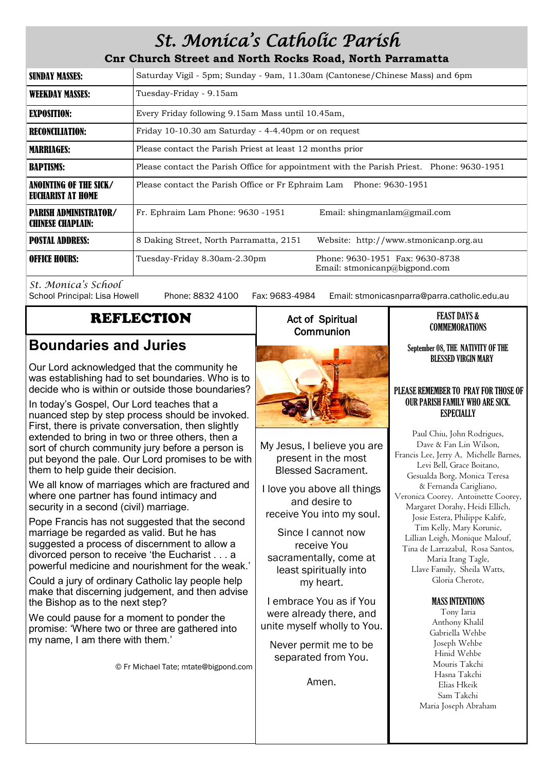# St. Monica's Catholic Parish

**Cnr Church Street and North Rocks Road, North Parramatta**

| | |
|---|---|
| **SUNDAY MASSES:** | Saturday Vigil - 5pm; Sunday - 9am, 11.30am (Cantonese/Chinese Mass) and 6pm |
| **WEEKDAY MASSES:** | Tuesday-Friday - 9.15am |
| **EXPOSITION:** | Every Friday following 9.15am Mass until 10.45am, |
| **RECONCILIATION:** | Friday 10-10.30 am Saturday - 4-4.40pm or on request |
| **MARRIAGES:** | Please contact the Parish Priest at least 12 months prior |
| **BAPTISMS:** | Please contact the Parish Office for appointment with the Parish Priest. Phone: 9630-1951 |
| **ANOINTING OF THE SICK/ EUCHARIST AT HOME** | Please contact the Parish Office or Fr Ephraim Lam Phone: 9630-1951 |
| **PARISH ADMINISTRATOR/ CHINESE CHAPLAIN:** | Fr. Ephraim Lam Phone: 9630 -1951 Email: shingmanlam@gmail.com |
| **POSTAL ADDRESS:** | 8 Daking Street, North Parramatta, 2151 Website: http://www.stmonicanp.org.au |
| **OFFICE HOURS:** | Tuesday-Friday 8.30am-2.30pm Phone: 9630-1951 Fax: 9630-8738 Email: stmonicanp@bigpond.com |

*St. Monica's School*

School Principal: Lisa Howell Phone: 8832 4100 Fax: 9683-4984 Email: stmonicasnparra@parra.catholic.edu.au

## REFLECTION

### Boundaries and Juries

Our Lord acknowledged that the community he was establishing had to set boundaries. Who is to decide who is within or outside those boundaries?

In today's Gospel, Our Lord teaches that a nuanced step by step process should be invoked. First, there is private conversation, then slightly extended to bring in two or three others, then a sort of church community jury before a person is put beyond the pale. Our Lord promises to be with them to help guide their decision.

We all know of marriages which are fractured and where one partner has found intimacy and security in a second (civil) marriage.

Pope Francis has not suggested that the second marriage be regarded as valid. But he has suggested a process of discernment to allow a divorced person to receive 'the Eucharist . . . a powerful medicine and nourishment for the weak.'

Could a jury of ordinary Catholic lay people help make that discerning judgement, and then advise the Bishop as to the next step?

We could pause for a moment to ponder the promise: 'Where two or three are gathered into my name, I am there with them.'

© Fr Michael Tate; mtate@bigpond.com

## Act of Spiritual Communion

My Jesus, I believe you are present in the most Blessed Sacrament.

I love you above all things and desire to receive You into my soul.

Since I cannot now receive You sacramentally, come at least spiritually into my heart.

I embrace You as if You were already there, and unite myself wholly to You.

Never permit me to be separated from You.

Amen.

## FEAST DAYS & COMMEMORATIONS

**September 08, THE NATIVITY OF THE BLESSED VIRGIN MARY**

**PLEASE REMEMBER TO PRAY FOR THOSE OF OUR PARISH FAMILY WHO ARE SICK. ESPECIALLY**

Paul Chiu, John Rodrigues, Dave & Fan Lin Wilson, Francis Lee, Jerry A, Michelle Barnes, Levi Bell, Grace Boitano, Gesualda Borg, Monica Teresa & Fernanda Carigliano, Veronica Coorey. Antoinette Coorey, Margaret Dorahy, Heidi Ellich, Josie Estera, Philippe Kalife, Tim Kelly, Mary Korunic, Lillian Leigh, Monique Malouf, Tina de Larrazabal, Rosa Santos, Maria Itang Tagle, Llave Family, Sheila Watts, Gloria Cherote,

**MASS INTENTIONS**

Tony Iaria
Anthony Khalil
Gabriella Wehbe
Joseph Wehbe
Hinid Wehbe
Mouris Takchi
Hasna Takchi
Elias Hkeik
Sam Takchi
Maria Joseph Abraham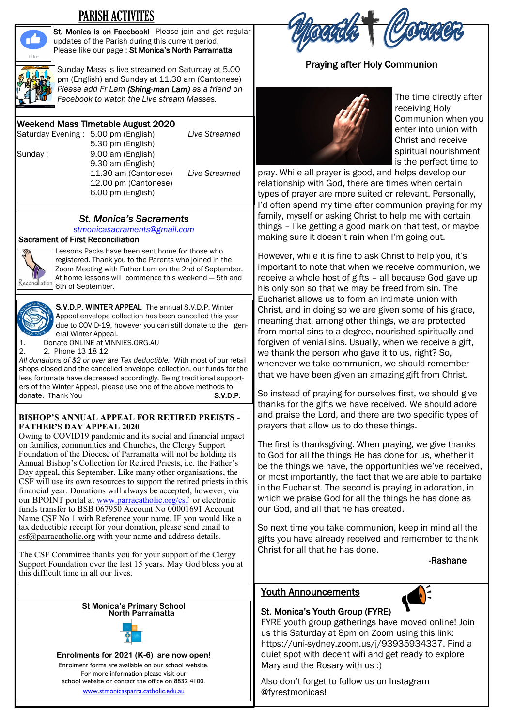# PARISH ACTIVITES

**St. Monica is on Facebook!** Please join and get regular updates of the Parish during this current period. Please like our page : **St Monica's North Parramatta**

Sunday Mass is live streamed on Saturday at 5.00 pm (English) and Sunday at 11.30 am (Cantonese) *Please add Fr Lam **(Shing-man Lam)** as a friend on Facebook to watch the Live stream Masses.*

## Weekend Mass Timetable August 2020

| | | |
|---|---|---|
| Saturday Evening : | 5.00 pm (English) | *Live Streamed* |
| | 5.30 pm (English) | |
| Sunday : | 9.00 am (English) | |
| | 9.30 am (English) | |
| | 11.30 am (Cantonese) | *Live Streamed* |
| | 12.00 pm (Cantonese) | |
| | 6.00 pm (English) | |

## *St. Monica's Sacraments*

*stmonicasacraments@gmail.com*

**Sacrament of First Reconciliation**

Lessons Packs have been sent home for those who registered. Thank you to the Parents who joined in the Zoom Meeting with Father Lam on the 2nd of September. At home lessons will commence this weekend — 5th and 6th of September.

**S.V.D.P. WINTER APPEAL** The annual S.V.D.P. Winter Appeal envelope collection has been cancelled this year due to COVID-19, however you can still donate to the general Winter Appeal.

1. Donate ONLINE at VINNIES.ORG.AU
2. Phone 13 18 12

*All donations of $2 or over are Tax deductible.* With most of our retail shops closed and the cancelled envelope collection, our funds for the less fortunate have decreased accordingly. Being traditional supporters of the Winter Appeal, please use one of the above methods to donate. Thank You

S.V.D.P.

**BISHOP'S ANNUAL APPEAL FOR RETIRED PREISTS - FATHER'S DAY APPEAL 2020**

Owing to COVID19 pandemic and its social and financial impact on families, communities and Churches, the Clergy Support Foundation of the Diocese of Parramatta will not be holding its Annual Bishop's Collection for Retired Priests, i.e. the Father's Day appeal, this September. Like many other organisations, the CSF will use its own resources to support the retired priests in this financial year. Donations will always be accepted, however, via our BPOINT portal at www.parracatholic.org/csf or electronic funds transfer to BSB 067950 Account No 00001691 Account Name CSF No 1 with Reference your name. IF you would like a tax deductible receipt for your donation, please send email to csf@parracatholic.org with your name and address details.

The CSF Committee thanks you for your support of the Clergy Support Foundation over the last 15 years. May God bless you at this difficult time in all our lives.

**St Monica's Primary School North Parramatta**

**Enrolments for 2021 (K-6) are now open!**

Enrolment forms are available on our school website. For more information please visit our school website or contact the office on 8832 4100.

www.stmonicasparra.catholic.edu.au

# Youth Corner

## Praying after Holy Communion

The time directly after receiving Holy Communion when you enter into union with Christ and receive spiritual nourishment is the perfect time to pray. While all prayer is good, and helps develop our relationship with God, there are times when certain types of prayer are more suited or relevant. Personally, I'd often spend my time after communion praying for my family, myself or asking Christ to help me with certain things – like getting a good mark on that test, or maybe making sure it doesn't rain when I'm going out.

However, while it is fine to ask Christ to help you, it's important to note that when we receive communion, we receive a whole host of gifts – all because God gave up his only son so that we may be freed from sin. The Eucharist allows us to form an intimate union with Christ, and in doing so we are given some of his grace, meaning that, among other things, we are protected from mortal sins to a degree, nourished spiritually and forgiven of venial sins. Usually, when we receive a gift, we thank the person who gave it to us, right? So, whenever we take communion, we should remember that we have been given an amazing gift from Christ.

So instead of praying for ourselves first, we should give thanks for the gifts we have received. We should adore and praise the Lord, and there are two specific types of prayers that allow us to do these things.

The first is thanksgiving. When praying, we give thanks to God for all the things He has done for us, whether it be the things we have, the opportunities we've received, or most importantly, the fact that we are able to partake in the Eucharist. The second is praying in adoration, in which we praise God for all the things he has done as our God, and all that he has created.

So next time you take communion, keep in mind all the gifts you have already received and remember to thank Christ for all that he has done.

-Rashane

## Youth Announcements

**St. Monica's Youth Group (FYRE)**

FYRE youth group gatherings have moved online! Join us this Saturday at 8pm on Zoom using this link: https://uni-sydney.zoom.us/j/93935934337. Find a quiet spot with decent wifi and get ready to explore Mary and the Rosary with us :)

Also don't forget to follow us on Instagram @fyrestmonicas!